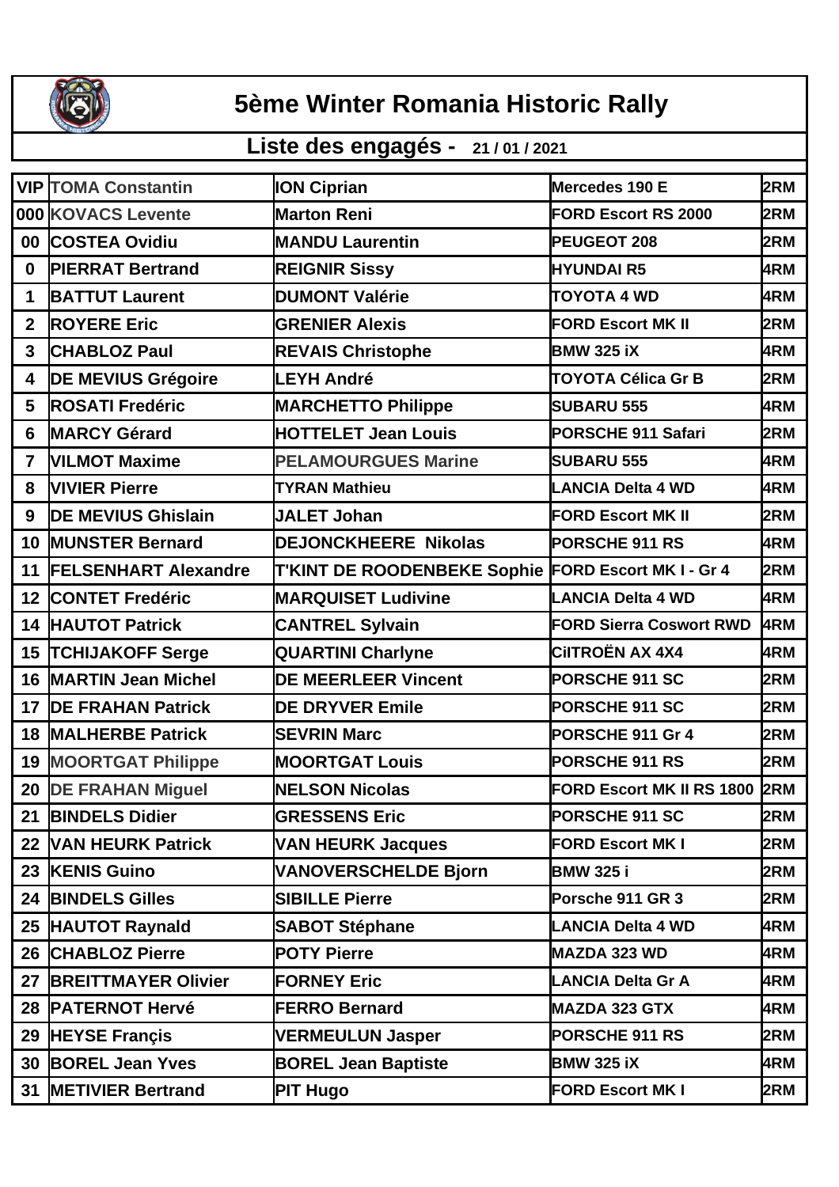# 5ème Winter Romania Historic Rally

## Liste des engagés - 21 / 01 / 2021

| | | | | |
|---|---|---|---|---|
| VIP | TOMA Constantin | ION Ciprian | Mercedes 190 E | 2RM |
| 000 | KOVACS Levente | Marton Reni | FORD Escort RS 2000 | 2RM |
| 00 | COSTEA Ovidiu | MANDU Laurentin | PEUGEOT 208 | 2RM |
| 0 | PIERRAT Bertrand | REIGNIR Sissy | HYUNDAI R5 | 4RM |
| 1 | BATTUT Laurent | DUMONT Valérie | TOYOTA 4 WD | 4RM |
| 2 | ROYERE Eric | GRENIER Alexis | FORD Escort MK II | 2RM |
| 3 | CHABLOZ Paul | REVAIS Christophe | BMW 325 iX | 4RM |
| 4 | DE MEVIUS Grégoire | LEYH André | TOYOTA Célica Gr B | 2RM |
| 5 | ROSATI Fredéric | MARCHETTO Philippe | SUBARU 555 | 4RM |
| 6 | MARCY Gérard | HOTTELET Jean Louis | PORSCHE 911 Safari | 2RM |
| 7 | VILMOT Maxime | PELAMOURGUES Marine | SUBARU 555 | 4RM |
| 8 | VIVIER Pierre | TYRAN Mathieu | LANCIA Delta 4 WD | 4RM |
| 9 | DE MEVIUS Ghislain | JALET Johan | FORD Escort MK II | 2RM |
| 10 | MUNSTER Bernard | DEJONCKHEERE Nikolas | PORSCHE 911 RS | 4RM |
| 11 | FELSENHART Alexandre | T'KINT DE ROODENBEKE Sophie | FORD Escort MK I - Gr 4 | 2RM |
| 12 | CONTET Fredéric | MARQUISET Ludivine | LANCIA Delta 4 WD | 4RM |
| 14 | HAUTOT Patrick | CANTREL Sylvain | FORD Sierra Coswort RWD | 4RM |
| 15 | TCHIJAKOFF Serge | QUARTINI Charlyne | CiITROËN AX 4X4 | 4RM |
| 16 | MARTIN Jean Michel | DE MEERLEER Vincent | PORSCHE 911 SC | 2RM |
| 17 | DE FRAHAN Patrick | DE DRYVER Emile | PORSCHE 911 SC | 2RM |
| 18 | MALHERBE Patrick | SEVRIN Marc | PORSCHE 911 Gr 4 | 2RM |
| 19 | MOORTGAT Philippe | MOORTGAT Louis | PORSCHE 911 RS | 2RM |
| 20 | DE FRAHAN Miguel | NELSON Nicolas | FORD Escort MK II RS 1800 | 2RM |
| 21 | BINDELS Didier | GRESSENS Eric | PORSCHE 911 SC | 2RM |
| 22 | VAN HEURK Patrick | VAN HEURK Jacques | FORD Escort MK I | 2RM |
| 23 | KENIS Guino | VANOVERSCHELDE Bjorn | BMW 325 i | 2RM |
| 24 | BINDELS Gilles | SIBILLE Pierre | Porsche 911 GR 3 | 2RM |
| 25 | HAUTOT Raynald | SABOT Stéphane | LANCIA Delta 4 WD | 4RM |
| 26 | CHABLOZ Pierre | POTY Pierre | MAZDA 323 WD | 4RM |
| 27 | BREITTMAYER Olivier | FORNEY Eric | LANCIA Delta Gr A | 4RM |
| 28 | PATERNOT Hervé | FERRO Bernard | MAZDA 323 GTX | 4RM |
| 29 | HEYSE Françis | VERMEULUN Jasper | PORSCHE 911 RS | 2RM |
| 30 | BOREL Jean Yves | BOREL Jean Baptiste | BMW 325 iX | 4RM |
| 31 | METIVIER Bertrand | PIT Hugo | FORD Escort MK I | 2RM |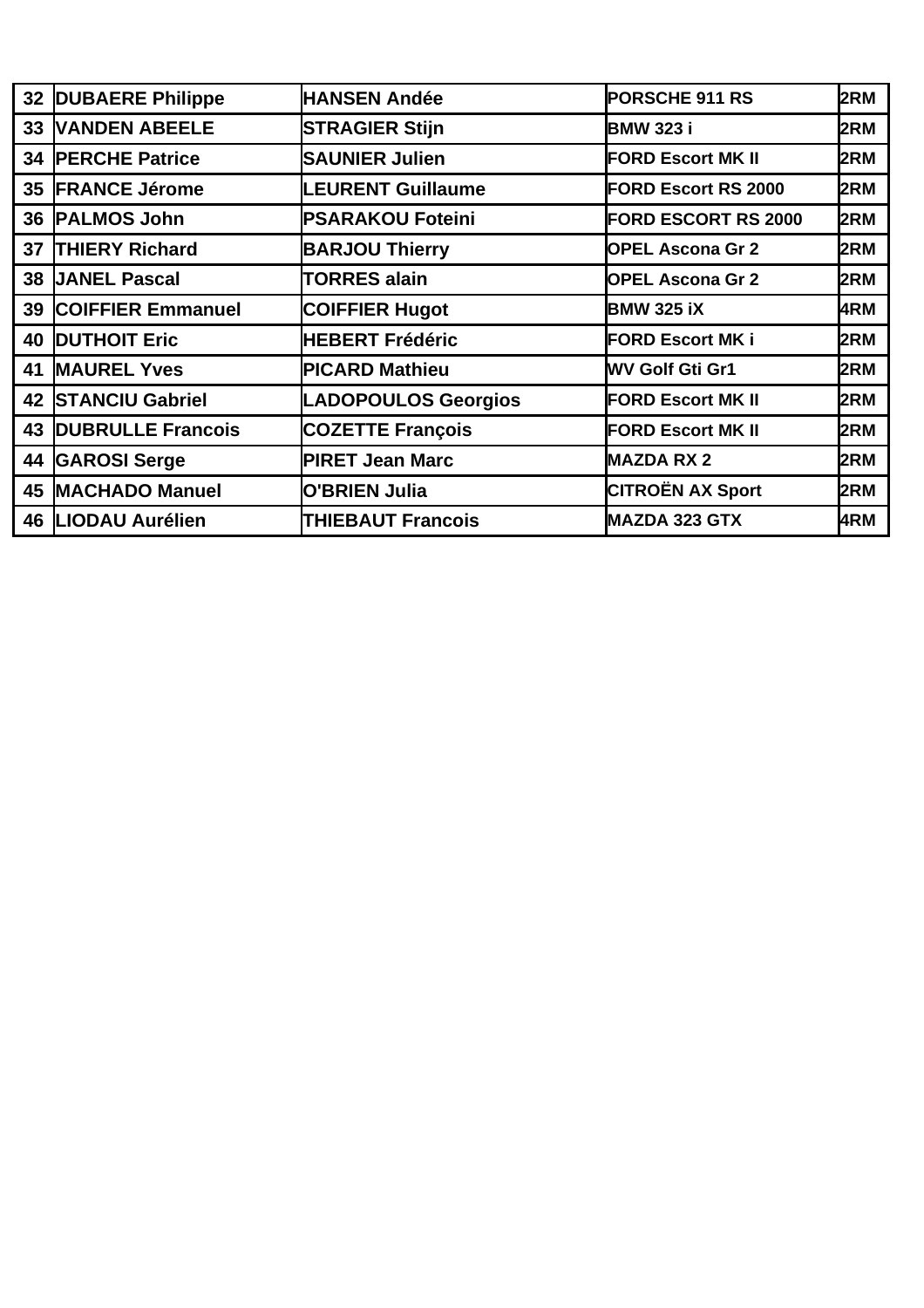| | | | | |
|---|---|---|---|---|
| 32 | DUBAERE Philippe | HANSEN Andée | PORSCHE 911 RS | 2RM |
| 33 | VANDEN ABEELE | STRAGIER Stijn | BMW 323 i | 2RM |
| 34 | PERCHE Patrice | SAUNIER Julien | FORD Escort MK II | 2RM |
| 35 | FRANCE Jérome | LEURENT Guillaume | FORD Escort RS 2000 | 2RM |
| 36 | PALMOS John | PSARAKOU Foteini | FORD ESCORT RS 2000 | 2RM |
| 37 | THIERY Richard | BARJOU Thierry | OPEL Ascona Gr 2 | 2RM |
| 38 | JANEL Pascal | TORRES alain | OPEL Ascona Gr 2 | 2RM |
| 39 | COIFFIER Emmanuel | COIFFIER Hugot | BMW 325 iX | 4RM |
| 40 | DUTHOIT Eric | HEBERT Frédéric | FORD Escort MK i | 2RM |
| 41 | MAUREL Yves | PICARD Mathieu | WV Golf Gti Gr1 | 2RM |
| 42 | STANCIU Gabriel | LADOPOULOS Georgios | FORD Escort MK II | 2RM |
| 43 | DUBRULLE Francois | COZETTE François | FORD Escort MK II | 2RM |
| 44 | GAROSI Serge | PIRET Jean Marc | MAZDA RX 2 | 2RM |
| 45 | MACHADO Manuel | O'BRIEN Julia | CITROËN AX Sport | 2RM |
| 46 | LIODAU Aurélien | THIEBAUT Francois | MAZDA 323 GTX | 4RM |